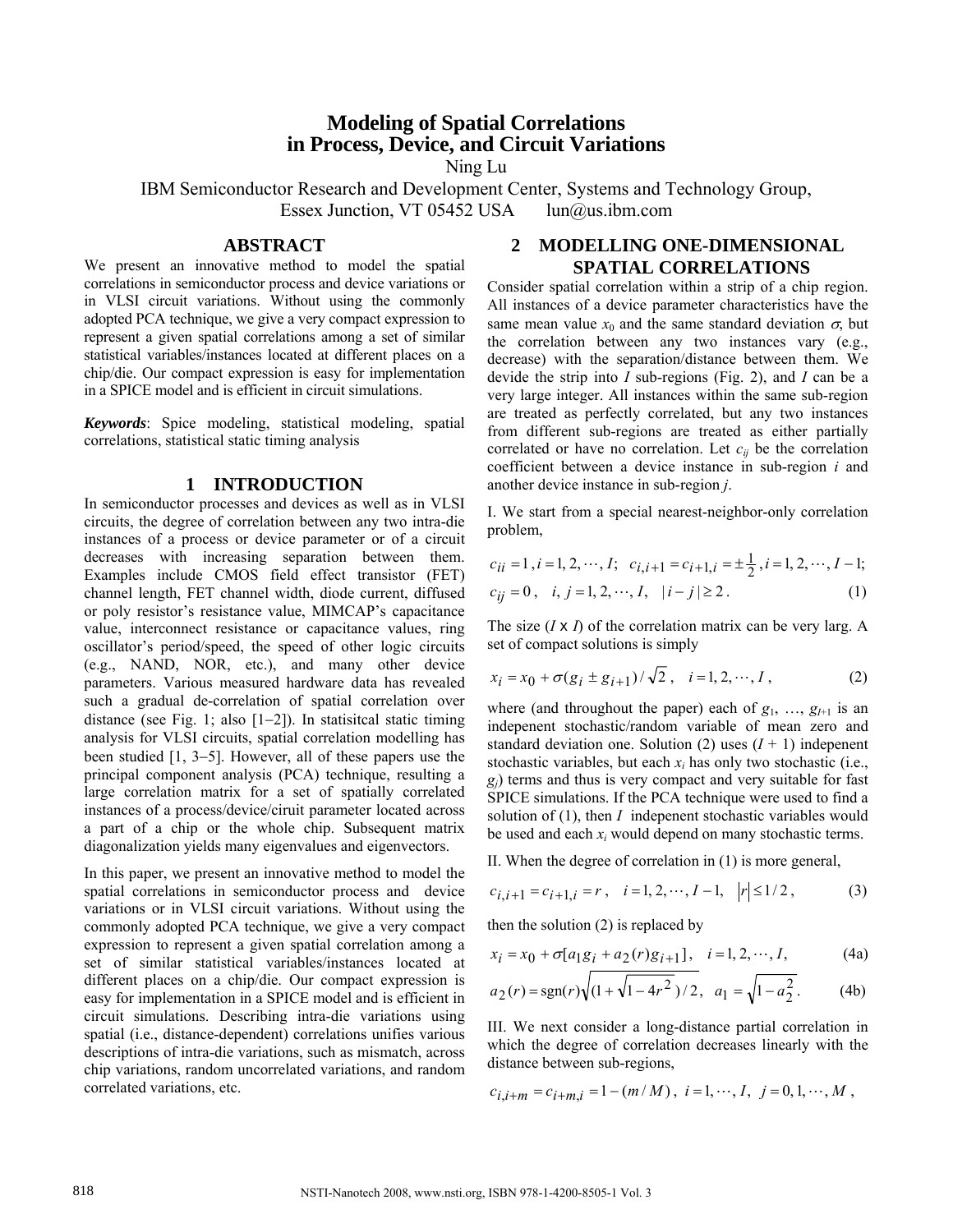# Modeling of Spatial Correlations in Process, Device, and Circuit Variations

Ning Lu

IBM Semiconductor Research and Development Center, Systems and Technology Group, Essex Junction, VT 05452 USA lun@us.ibm.com

## ABSTRACT

We present an innovative method to model the spatial correlations in semiconductor process and device variations or in VLSI circuit variations. Without using the commonly adopted PCA technique, we give a very compact expression to represent a given spatial correlations among a set of similar statistical variables/instances located at different places on a chip/die. Our compact expression is easy for implementation in a SPICE model and is efficient in circuit simulations.

***Keywords***: Spice modeling, statistical modeling, spatial correlations, statistical static timing analysis

## 1 INTRODUCTION

In semiconductor processes and devices as well as in VLSI circuits, the degree of correlation between any two intra-die instances of a process or device parameter or of a circuit decreases with increasing separation between them. Examples include CMOS field effect transistor (FET) channel length, FET channel width, diode current, diffused or poly resistor's resistance value, MIMCAP's capacitance value, interconnect resistance or capacitance values, ring oscillator's period/speed, the speed of other logic circuits (e.g., NAND, NOR, etc.), and many other device parameters. Various measured hardware data has revealed such a gradual de-correlation of spatial correlation over distance (see Fig. 1; also [1−2]). In statisitcal static timing analysis for VLSI circuits, spatial correlation modelling has been studied [1, 3−5]. However, all of these papers use the principal component analysis (PCA) technique, resulting a large correlation matrix for a set of spatially correlated instances of a process/device/ciruit parameter located across a part of a chip or the whole chip. Subsequent matrix diagonalization yields many eigenvalues and eigenvectors.

In this paper, we present an innovative method to model the spatial correlations in semiconductor process and device variations or in VLSI circuit variations. Without using the commonly adopted PCA technique, we give a very compact expression to represent a given spatial correlation among a set of similar statistical variables/instances located at different places on a chip/die. Our compact expression is easy for implementation in a SPICE model and is efficient in circuit simulations. Describing intra-die variations using spatial (i.e., distance-dependent) correlations unifies various descriptions of intra-die variations, such as mismatch, across chip variations, random uncorrelated variations, and random correlated variations, etc.

## 2 MODELLING ONE-DIMENSIONAL SPATIAL CORRELATIONS

Consider spatial correlation within a strip of a chip region. All instances of a device parameter characteristics have the same mean value $x_0$ and the same standard deviation $\sigma$, but the correlation between any two instances vary (e.g., decrease) with the separation/distance between them. We devide the strip into $I$ sub-regions (Fig. 2), and $I$ can be a very large integer. All instances within the same sub-region are treated as perfectly correlated, but any two instances from different sub-regions are treated as either partially correlated or have no correlation. Let $c_{ij}$ be the correlation coefficient between a device instance in sub-region $i$ and another device instance in sub-region $j$.

I. We start from a special nearest-neighbor-only correlation problem,

$$c_{ii} = 1, i = 1, 2, \cdots, I; \quad c_{i,i+1} = c_{i+1,i} = \pm\frac{1}{2}, i = 1, 2, \cdots, I-1;$$
$$c_{ij} = 0, \quad i, j = 1, 2, \cdots, I, \quad |i - j| \geq 2. \tag{1}$$

The size ($I$ x $I$) of the correlation matrix can be very larg. A set of compact solutions is simply

$$x_i = x_0 + \sigma(g_i \pm g_{i+1})/\sqrt{2}, \quad i = 1, 2, \cdots, I, \tag{2}$$

where (and throughout the paper) each of $g_1, \ldots, g_{I+1}$ is an indepenent stochastic/random variable of mean zero and standard deviation one. Solution (2) uses $(I + 1)$ indepenent stochastic variables, but each $x_i$ has only two stochastic (i.e., $g_j$) terms and thus is very compact and very suitable for fast SPICE simulations. If the PCA technique were used to find a solution of (1), then $I$ indepenent stochastic variables would be used and each $x_i$ would depend on many stochastic terms.

II. When the degree of correlation in (1) is more general,

$$c_{i,i+1} = c_{i+1,i} = r, \quad i = 1, 2, \cdots, I-1, \quad |r| \leq 1/2, \tag{3}$$

then the solution (2) is replaced by

$$x_i = x_0 + \sigma[a_1 g_i + a_2(r) g_{i+1}], \quad i = 1, 2, \cdots, I, \tag{4a}$$

$$a_2(r) = \text{sgn}(r)\sqrt{(1 + \sqrt{1 - 4r^2})/2}, \quad a_1 = \sqrt{1 - a_2^2}. \tag{4b}$$

III. We next consider a long-distance partial correlation in which the degree of correlation decreases linearly with the distance between sub-regions,

$$c_{i,i+m} = c_{i+m,i} = 1 - (m/M), \quad i = 1, \cdots, I, \quad j = 0, 1, \cdots, M,$$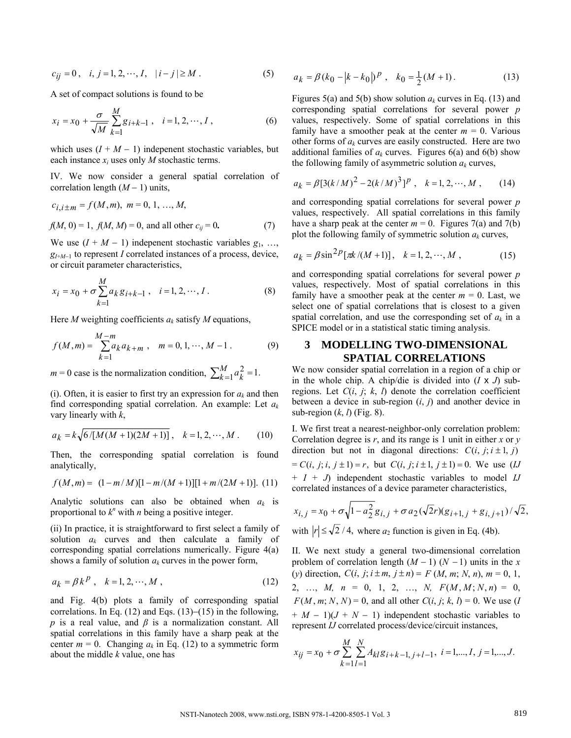$$c_{ij} = 0\,, \quad i,\, j = 1, 2, \cdots, I, \quad |\, i - j\,| \geq M\,. \tag{5}$$

A set of compact solutions is found to be

$$x_i = x_0 + \frac{\sigma}{\sqrt{M}} \sum_{k=1}^{M} g_{i+k-1}\,, \quad i = 1, 2, \cdots, I\,, \tag{6}$$

which uses $(I + M - 1)$ indepenent stochastic variables, but each instance $x_i$ uses only $M$ stochastic terms.

IV. We now consider a general spatial correlation of correlation length $(M - 1)$ units,

$$c_{i,i\pm m} = f(M, m),\; m = 0, 1, \ldots, M,$$

$$f(M, 0) = 1,\; f(M, M) = 0, \text{ and all other } c_{ij} = 0. \tag{7}$$

We use $(I + M - 1)$ indepenent stochastic variables $g_1, \ldots, g_{I+M-1}$ to represent $I$ correlated instances of a process, device, or circuit parameter characteristics,

$$x_i = x_0 + \sigma \sum_{k=1}^{M} a_k\, g_{i+k-1}\,, \quad i = 1, 2, \cdots, I\,. \tag{8}$$

Here $M$ weighting coefficients $a_k$ satisfy $M$ equations,

$$f(M, m) = \sum_{k=1}^{M-m} a_k a_{k+m}\,, \quad m = 0, 1, \cdots, M - 1\,. \tag{9}$$

$m = 0$ case is the normalization condition, $\sum_{k=1}^{M} a_k^2 = 1$.

(i). Often, it is easier to first try an expression for $a_k$ and then find corresponding spatial correlation. An example: Let $a_k$ vary linearly with $k$,

$$a_k = k\sqrt{6/[M(M+1)(2M+1)]}\,, \quad k = 1, 2, \cdots, M\,. \tag{10}$$

Then, the corresponding spatial correlation is found analytically,

$$f(M, m) = (1 - m/M)[1 - m/(M+1)][1 + m/(2M+1)]. \tag{11}$$

Analytic solutions can also be obtained when $a_k$ is proportional to $k^n$ with $n$ being a positive integer.

(ii) In practice, it is straightforward to first select a family of solution $a_k$ curves and then calculate a family of corresponding spatial correlations numerically. Figure 4(a) shows a family of solution $a_k$ curves in the power form,

$$a_k = \beta k^p\,, \quad k = 1, 2, \cdots, M\,, \tag{12}$$

and Fig. 4(b) plots a family of corresponding spatial correlations. In Eq. (12) and Eqs. (13)–(15) in the following, $p$ is a real value, and $\beta$ is a normalization constant. All spatial correlations in this family have a sharp peak at the center $m = 0$. Changing $a_k$ in Eq. (12) to a symmetric form about the middle $k$ value, one has

$$a_k = \beta(k_0 - |k - k_0|)^p\,, \quad k_0 = \tfrac{1}{2}(M+1)\,. \tag{13}$$

Figures 5(a) and 5(b) show solution $a_k$ curves in Eq. (13) and corresponding spatial correlations for several power $p$ values, respectively. Some of spatial correlations in this family have a smoother peak at the center $m = 0$. Various other forms of $a_k$ curves are easily constructed. Here are two additional families of $a_k$ curves. Figures 6(a) and 6(b) show the following family of asymmetric solution $a_k$ curves,

$$a_k = \beta[3(k/M)^2 - 2(k/M)^3]^p\,, \quad k = 1, 2, \cdots, M\,, \tag{14}$$

and corresponding spatial correlations for several power $p$ values, respectively. All spatial correlations in this family have a sharp peak at the center $m = 0$. Figures 7(a) and 7(b) plot the following family of symmetric solution $a_k$ curves,

$$a_k = \beta \sin^{2p}[\pi k/(M+1)]\,, \quad k = 1, 2, \cdots, M\,, \tag{15}$$

and corresponding spatial correlations for several power $p$ values, respectively. Most of spatial correlations in this family have a smoother peak at the center $m = 0$. Last, we select one of spatial correlations that is closest to a given spatial correlation, and use the corresponding set of $a_k$ in a SPICE model or in a statistical static timing analysis.

## 3 MODELLING TWO-DIMENSIONAL SPATIAL CORRELATIONS

We now consider spatial correlation in a region of a chip or in the whole chip. A chip/die is divided into $(I \times J)$ sub-regions. Let $C(i, j; k, l)$ denote the correlation coefficient between a device in sub-region $(i, j)$ and another device in sub-region $(k, l)$ (Fig. 8).

I. We first treat a nearest-neighbor-only correlation problem: Correlation degree is $r$, and its range is 1 unit in either $x$ or $y$ direction but not in diagonal directions: $C(i, j; i \pm 1, j) = C(i, j; i, j \pm 1) = r$, but $C(i, j; i \pm 1, j \pm 1) = 0$. We use $(IJ + I + J)$ independent stochastic variables to model $IJ$ correlated instances of a device parameter characteristics,

$$x_{i,j} = x_0 + \sigma\sqrt{1 - a_2^2}\, g_{i,j} + \sigma\, a_2(\sqrt{2}r)(g_{i+1,j} + g_{i,j+1})/\sqrt{2},$$

with $|r| \leq \sqrt{2}/4$, where $a_2$ function is given in Eq. (4b).

II. We next study a general two-dimensional correlation problem of correlation length $(M - 1)$ $(N - 1)$ units in the $x$ $(y)$ direction, $C(i, j; i \pm m, j \pm n) = F(M, m; N, n)$, $m = 0, 1, 2, \ldots, M$, $n = 0, 1, 2, \ldots, N$, $F(M, M; N, n) = 0$, $F(M, m; N, N) = 0$, and all other $C(i, j; k, l) = 0$. We use $(I + M - 1)(J + N - 1)$ independent stochastic variables to represent $IJ$ correlated process/device/circuit instances,

$$x_{ij} = x_0 + \sigma \sum_{k=1}^{M} \sum_{l=1}^{N} A_{kl}\, g_{i+k-1,\, j+l-1},\; i = 1, \ldots, I,\; j = 1, \ldots, J.$$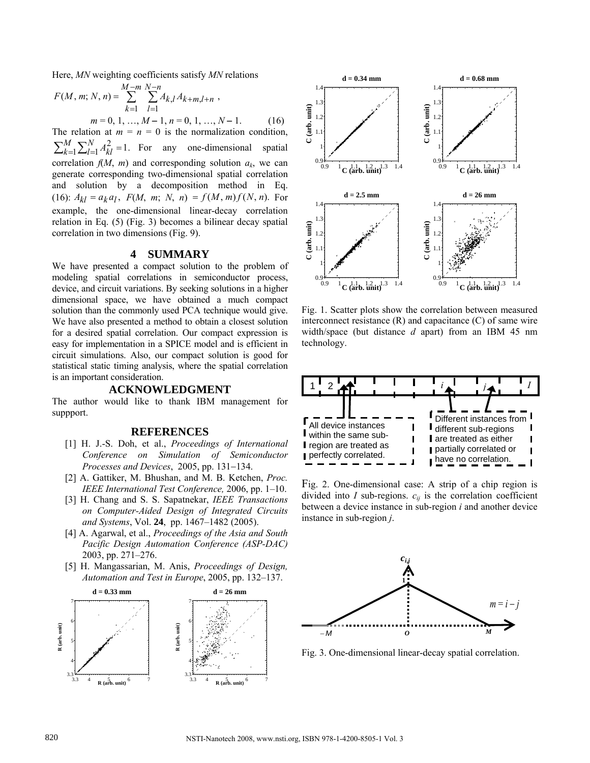Here, $MN$ weighting coefficients satisfy $MN$ relations

$$F(M, m; N, n) = \sum_{k=1}^{M-m} \sum_{l=1}^{N-n} A_{k,l} A_{k+m,l+n} \,,$$

$$m = 0, 1, \ldots, M-1,\ n = 0, 1, \ldots, N-1. \tag{16}$$

The relation at $m = n = 0$ is the normalization condition, $\sum_{k=1}^{M} \sum_{l=1}^{N} A_{kl}^2 = 1$. For any one-dimensional spatial correlation $f(M, m)$ and corresponding solution $a_k$, we can generate corresponding two-dimensional spatial correlation and solution by a decomposition method in Eq. (16): $A_{kl} = a_k a_l$, $F(M, m; N, n) = f(M, m) f(N, n)$. For example, the one-dimensional linear-decay correlation relation in Eq. (5) (Fig. 3) becomes a bilinear decay spatial correlation in two dimensions (Fig. 9).

## 4 SUMMARY

We have presented a compact solution to the problem of modeling spatial correlations in semiconductor process, device, and circuit variations. By seeking solutions in a higher dimensional space, we have obtained a much compact solution than the commonly used PCA technique would give. We have also presented a method to obtain a closest solution for a desired spatial correlation. Our compact expression is easy for implementation in a SPICE model and is efficient in circuit simulations. Also, our compact solution is good for statistical static timing analysis, where the spatial correlation is an important consideration.

## ACKNOWLEDGMENT

The author would like to thank IBM management for suppport.

## REFERENCES

[1] H. J.-S. Doh, et al., *Proceedings of International Conference on Simulation of Semiconductor Processes and Devices*, 2005, pp. 131–134.

[2] A. Gattiker, M. Bhushan, and M. B. Ketchen, *Proc. IEEE International Test Conference,* 2006, pp. 1–10.

[3] H. Chang and S. S. Sapatnekar, *IEEE Transactions on Computer-Aided Design of Integrated Circuits and Systems*, Vol. **24**, pp. 1467–1482 (2005).

[4] A. Agarwal, et al., *Proceedings of the Asia and South Pacific Design Automation Conference (ASP-DAC)* 2003, pp. 271–276.

[5] H. Mangassarian, M. Anis, *Proceedings of Design, Automation and Test in Europe*, 2005, pp. 132–137.

Fig. 1. Scatter plots show the correlation between measured interconnect resistance (R) and capacitance (C) of same wire width/space (but distance $d$ apart) from an IBM 45 nm technology.

Fig. 2. One-dimensional case: A strip of a chip region is divided into $I$ sub-regions. $c_{ij}$ is the correlation coefficient between a device instance in sub-region $i$ and another device instance in sub-region $j$.

Fig. 3. One-dimensional linear-decay spatial correlation.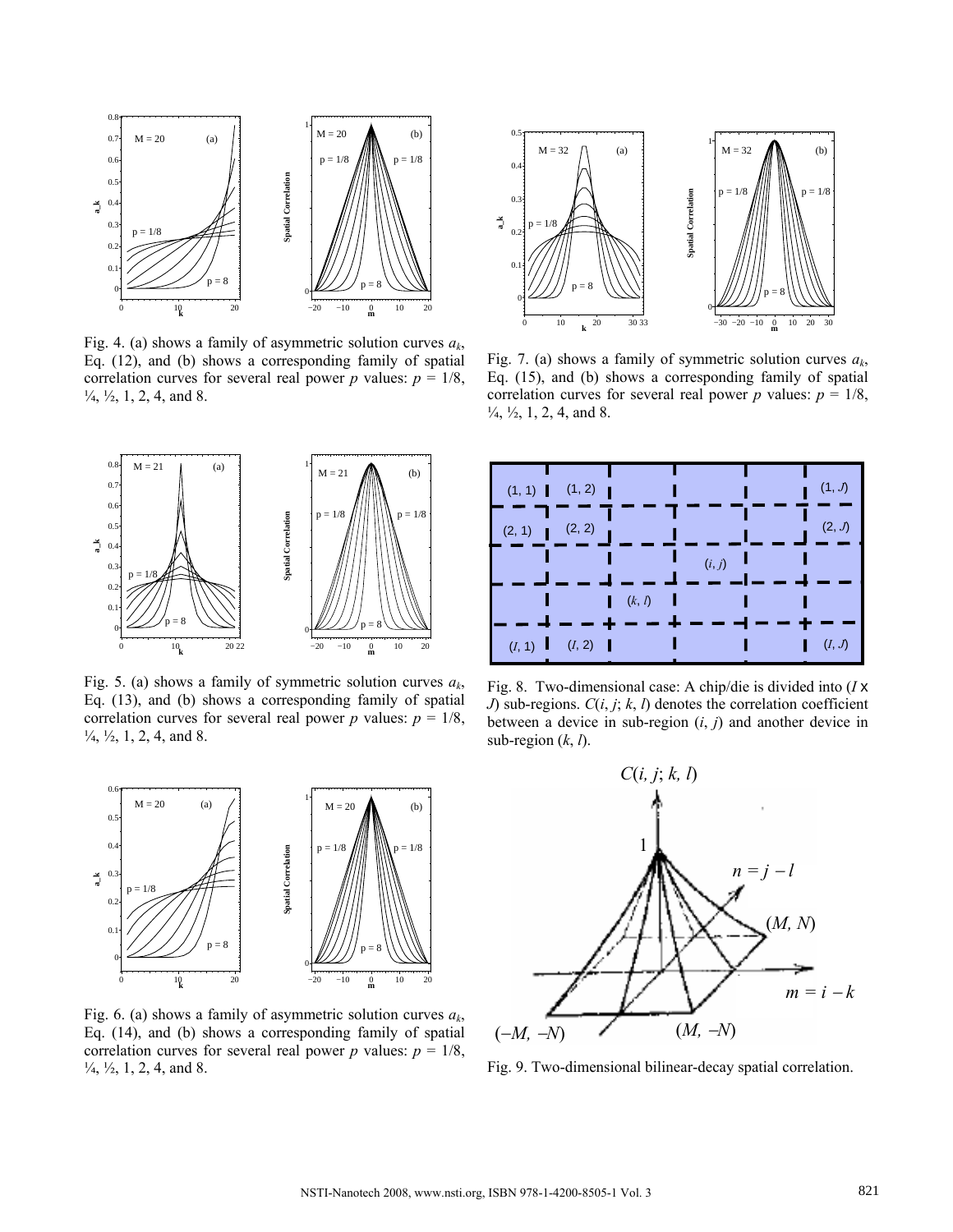M = 20
(a)
p = 1/8
p = 8
a_k
k
0 10 20

M = 20
(b)
p = 1/8
p = 1/8
p = 8
Spatial Correlation
m
−20 −10 0 10 20

Fig. 4. (a) shows a family of asymmetric solution curves $a_k$, Eq. (12), and (b) shows a corresponding family of spatial correlation curves for several real power $p$ values: $p$ = 1/8, ¼, ½, 1, 2, 4, and 8.

M = 21
(a)
p = 1/8
p = 8
a_k
k
0 10 20 22

M = 21
(b)
p = 1/8
p = 1/8
p = 8
Spatial Correlation
m
−20 −10 0 10 20

Fig. 5. (a) shows a family of symmetric solution curves $a_k$, Eq. (13), and (b) shows a corresponding family of spatial correlation curves for several real power $p$ values: $p$ = 1/8, ¼, ½, 1, 2, 4, and 8.

M = 20
(a)
p = 1/8
p = 8
a_k
k
0 10 20

M = 20
(b)
p = 1/8
p = 1/8
p = 8
Spatial Correlation
m
−20 −10 0 10 20

Fig. 6. (a) shows a family of asymmetric solution curves $a_k$, Eq. (14), and (b) shows a corresponding family of spatial correlation curves for several real power $p$ values: $p$ = 1/8, ¼, ½, 1, 2, 4, and 8.

M = 32
(a)
p = 1/8
p = 8
a_k
k
0 10 20 30 33

M = 32
(b)
p = 1/8
p = 1/8
p = 8
Spatial Correlation
m
−30 −20 −10 0 10 20 30

Fig. 7. (a) shows a family of symmetric solution curves $a_k$, Eq. (15), and (b) shows a corresponding family of spatial correlation curves for several real power $p$ values: $p$ = 1/8, ¼, ½, 1, 2, 4, and 8.

(1, 1) (1, 2) (1, J)
(2, 1) (2, 2) (2, J)
(i, j)
(k, l)
(I, 1) (I, 2) (I, J)

Fig. 8. Two-dimensional case: A chip/die is divided into ($I$ x $J$) sub-regions. $C(i, j; k, l)$ denotes the correlation coefficient between a device in sub-region $(i, j)$ and another device in sub-region $(k, l)$.

$C(i, j; k, l)$
1
$n = j - l$
$(M, N)$
$m = i - k$
$(-M, -N)$
$(M, -N)$

Fig. 9. Two-dimensional bilinear-decay spatial correlation.